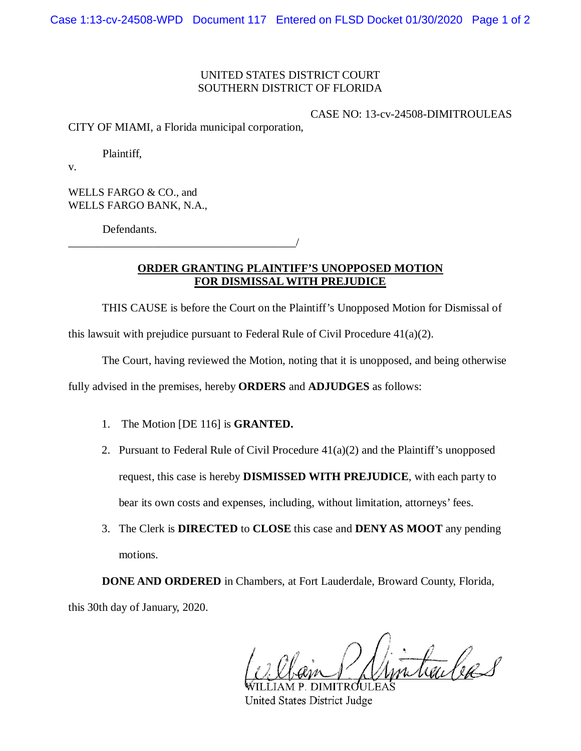UNITED STATES DISTRICT COURT
SOUTHERN DISTRICT OF FLORIDA

CASE NO: 13-cv-24508-DIMITROULEAS

CITY OF MIAMI, a Florida municipal corporation,

Plaintiff,

v.

WELLS FARGO & CO., and
WELLS FARGO BANK, N.A.,

Defendants.
_________________________________________/

**ORDER GRANTING PLAINTIFF'S UNOPPOSED MOTION FOR DISMISSAL WITH PREJUDICE**

THIS CAUSE is before the Court on the Plaintiff's Unopposed Motion for Dismissal of this lawsuit with prejudice pursuant to Federal Rule of Civil Procedure 41(a)(2).

The Court, having reviewed the Motion, noting that it is unopposed, and being otherwise fully advised in the premises, hereby **ORDERS** and **ADJUDGES** as follows:

1. The Motion [DE 116] is **GRANTED.**
2. Pursuant to Federal Rule of Civil Procedure 41(a)(2) and the Plaintiff's unopposed request, this case is hereby **DISMISSED WITH PREJUDICE**, with each party to bear its own costs and expenses, including, without limitation, attorneys' fees.
3. The Clerk is **DIRECTED** to **CLOSE** this case and **DENY AS MOOT** any pending motions.

**DONE AND ORDERED** in Chambers, at Fort Lauderdale, Broward County, Florida, this 30th day of January, 2020.

WILLIAM P. DIMITROULEAS
United States District Judge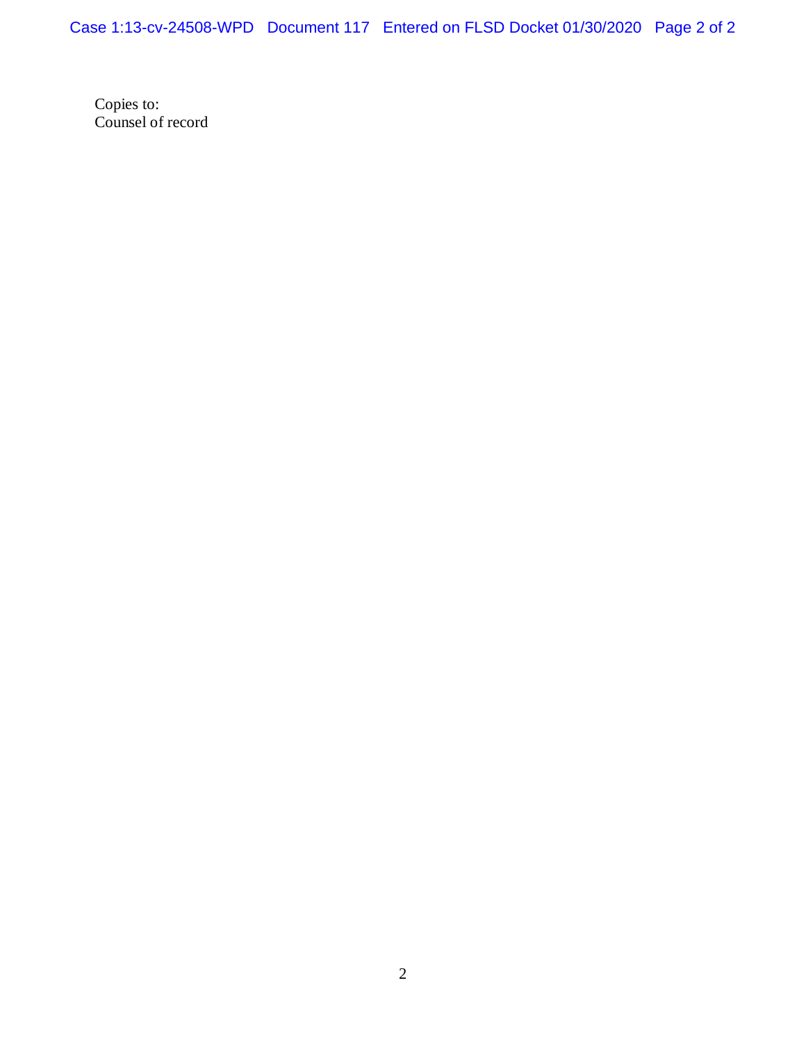Copies to:
Counsel of record